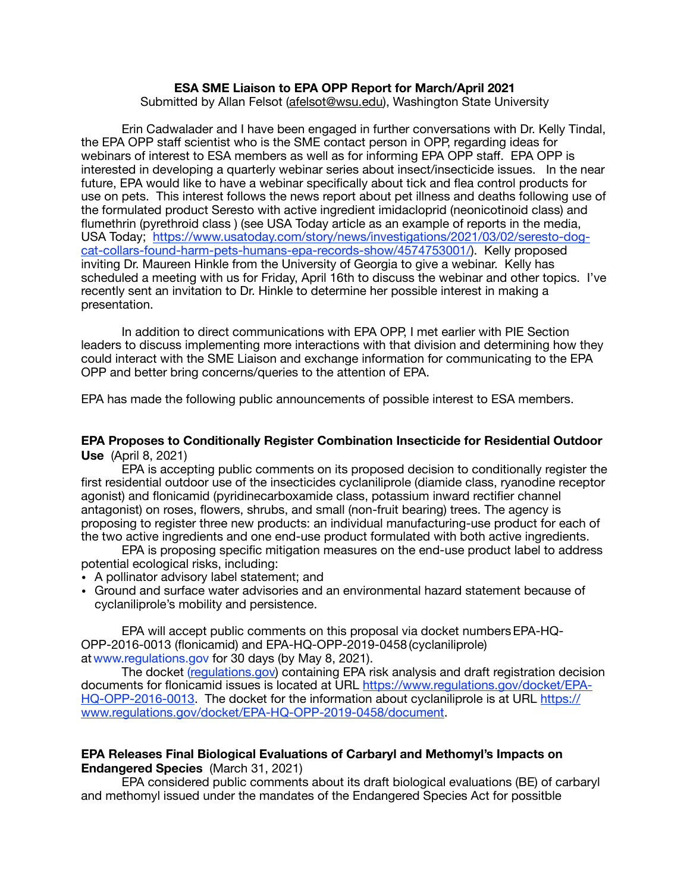**ESA SME Liaison to EPA OPP Report for March/April 2021**

Submitted by Allan Felsot (afelsot@wsu.edu), Washington State University

Erin Cadwalader and I have been engaged in further conversations with Dr. Kelly Tindal, the EPA OPP staff scientist who is the SME contact person in OPP, regarding ideas for webinars of interest to ESA members as well as for informing EPA OPP staff. EPA OPP is interested in developing a quarterly webinar series about insect/insecticide issues. In the near future, EPA would like to have a webinar specifically about tick and flea control products for use on pets. This interest follows the news report about pet illness and deaths following use of the formulated product Seresto with active ingredient imidacloprid (neonicotinoid class) and flumethrin (pyrethroid class ) (see USA Today article as an example of reports in the media, USA Today; https://www.usatoday.com/story/news/investigations/2021/03/02/seresto-dog-cat-collars-found-harm-pets-humans-epa-records-show/4574753001/). Kelly proposed inviting Dr. Maureen Hinkle from the University of Georgia to give a webinar. Kelly has scheduled a meeting with us for Friday, April 16th to discuss the webinar and other topics. I've recently sent an invitation to Dr. Hinkle to determine her possible interest in making a presentation.

In addition to direct communications with EPA OPP, I met earlier with PIE Section leaders to discuss implementing more interactions with that division and determining how they could interact with the SME Liaison and exchange information for communicating to the EPA OPP and better bring concerns/queries to the attention of EPA.

EPA has made the following public announcements of possible interest to ESA members.

**EPA Proposes to Conditionally Register Combination Insecticide for Residential Outdoor Use** (April 8, 2021)

EPA is accepting public comments on its proposed decision to conditionally register the first residential outdoor use of the insecticides cyclaniliprole (diamide class, ryanodine receptor agonist) and flonicamid (pyridinecarboxamide class, potassium inward rectifier channel antagonist) on roses, flowers, shrubs, and small (non-fruit bearing) trees. The agency is proposing to register three new products: an individual manufacturing-use product for each of the two active ingredients and one end-use product formulated with both active ingredients.

EPA is proposing specific mitigation measures on the end-use product label to address potential ecological risks, including:

- A pollinator advisory label statement; and
- Ground and surface water advisories and an environmental hazard statement because of cyclaniliprole's mobility and persistence.

EPA will accept public comments on this proposal via docket numbers EPA-HQ-OPP-2016-0013 (flonicamid) and EPA-HQ-OPP-2019-0458 (cyclaniliprole) at www.regulations.gov for 30 days (by May 8, 2021).

The docket (regulations.gov) containing EPA risk analysis and draft registration decision documents for flonicamid issues is located at URL https://www.regulations.gov/docket/EPA-HQ-OPP-2016-0013. The docket for the information about cyclaniliprole is at URL https://www.regulations.gov/docket/EPA-HQ-OPP-2019-0458/document.

**EPA Releases Final Biological Evaluations of Carbaryl and Methomyl's Impacts on Endangered Species** (March 31, 2021)

EPA considered public comments about its draft biological evaluations (BE) of carbaryl and methomyl issued under the mandates of the Endangered Species Act for possitble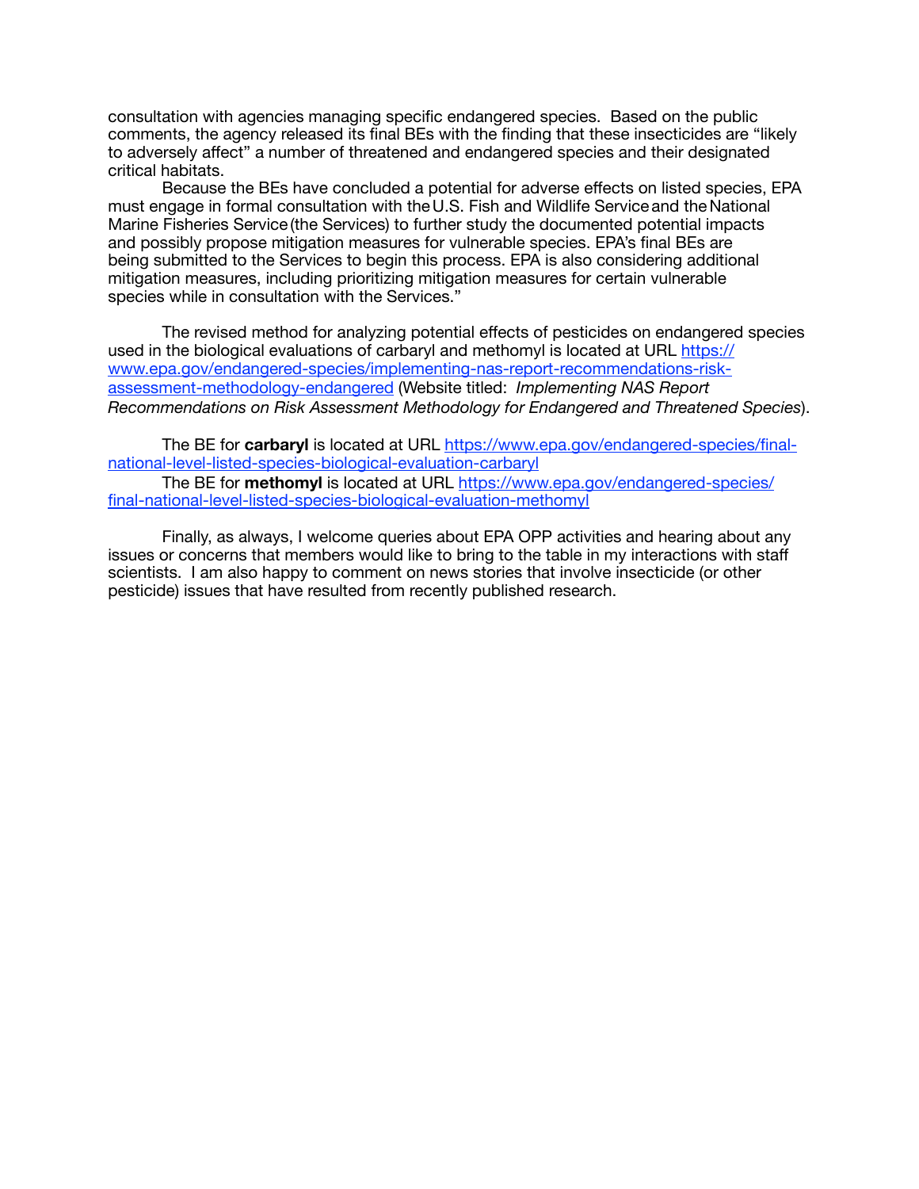consultation with agencies managing specific endangered species. Based on the public comments, the agency released its final BEs with the finding that these insecticides are "likely to adversely affect" a number of threatened and endangered species and their designated critical habitats.

Because the BEs have concluded a potential for adverse effects on listed species, EPA must engage in formal consultation with the U.S. Fish and Wildlife Service and the National Marine Fisheries Service (the Services) to further study the documented potential impacts and possibly propose mitigation measures for vulnerable species. EPA's final BEs are being submitted to the Services to begin this process. EPA is also considering additional mitigation measures, including prioritizing mitigation measures for certain vulnerable species while in consultation with the Services."

The revised method for analyzing potential effects of pesticides on endangered species used in the biological evaluations of carbaryl and methomyl is located at URL https://www.epa.gov/endangered-species/implementing-nas-report-recommendations-risk-assessment-methodology-endangered (Website titled: *Implementing NAS Report Recommendations on Risk Assessment Methodology for Endangered and Threatened Species*).

The BE for **carbaryl** is located at URL https://www.epa.gov/endangered-species/final-national-level-listed-species-biological-evaluation-carbaryl

The BE for **methomyl** is located at URL https://www.epa.gov/endangered-species/final-national-level-listed-species-biological-evaluation-methomyl

Finally, as always, I welcome queries about EPA OPP activities and hearing about any issues or concerns that members would like to bring to the table in my interactions with staff scientists. I am also happy to comment on news stories that involve insecticide (or other pesticide) issues that have resulted from recently published research.